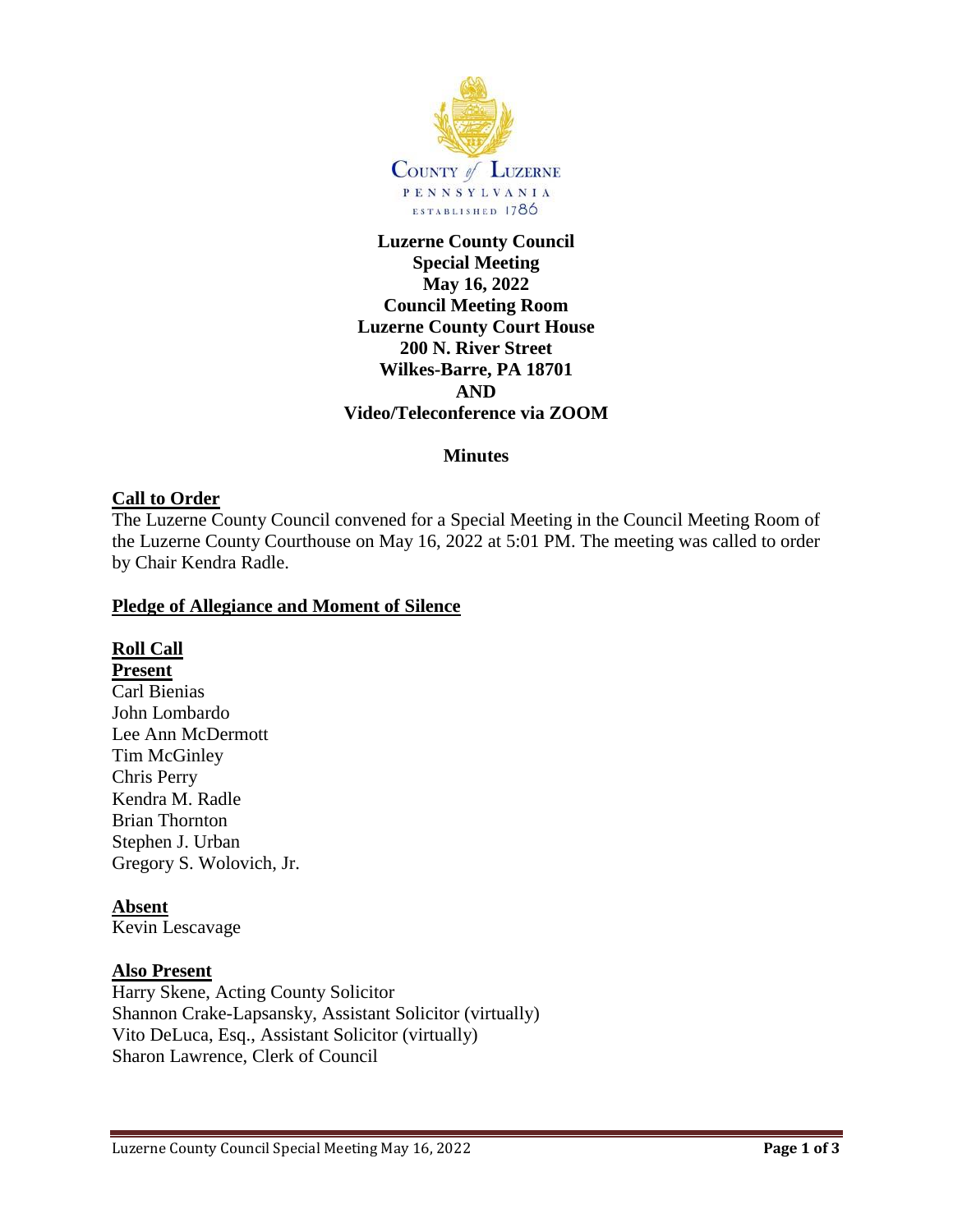**Luzerne County Council**
**Special Meeting**
**May 16, 2022**
**Council Meeting Room**
**Luzerne County Court House**
**200 N. River Street**
**Wilkes-Barre, PA 18701**
**AND**
**Video/Teleconference via ZOOM**

**Minutes**

## Call to Order

The Luzerne County Council convened for a Special Meeting in the Council Meeting Room of the Luzerne County Courthouse on May 16, 2022 at 5:01 PM. The meeting was called to order by Chair Kendra Radle.

## Pledge of Allegiance and Moment of Silence

## Roll Call

**Present**

Carl Bienias
John Lombardo
Lee Ann McDermott
Tim McGinley
Chris Perry
Kendra M. Radle
Brian Thornton
Stephen J. Urban
Gregory S. Wolovich, Jr.

**Absent**

Kevin Lescavage

**Also Present**

Harry Skene, Acting County Solicitor
Shannon Crake-Lapsansky, Assistant Solicitor (virtually)
Vito DeLuca, Esq., Assistant Solicitor (virtually)
Sharon Lawrence, Clerk of Council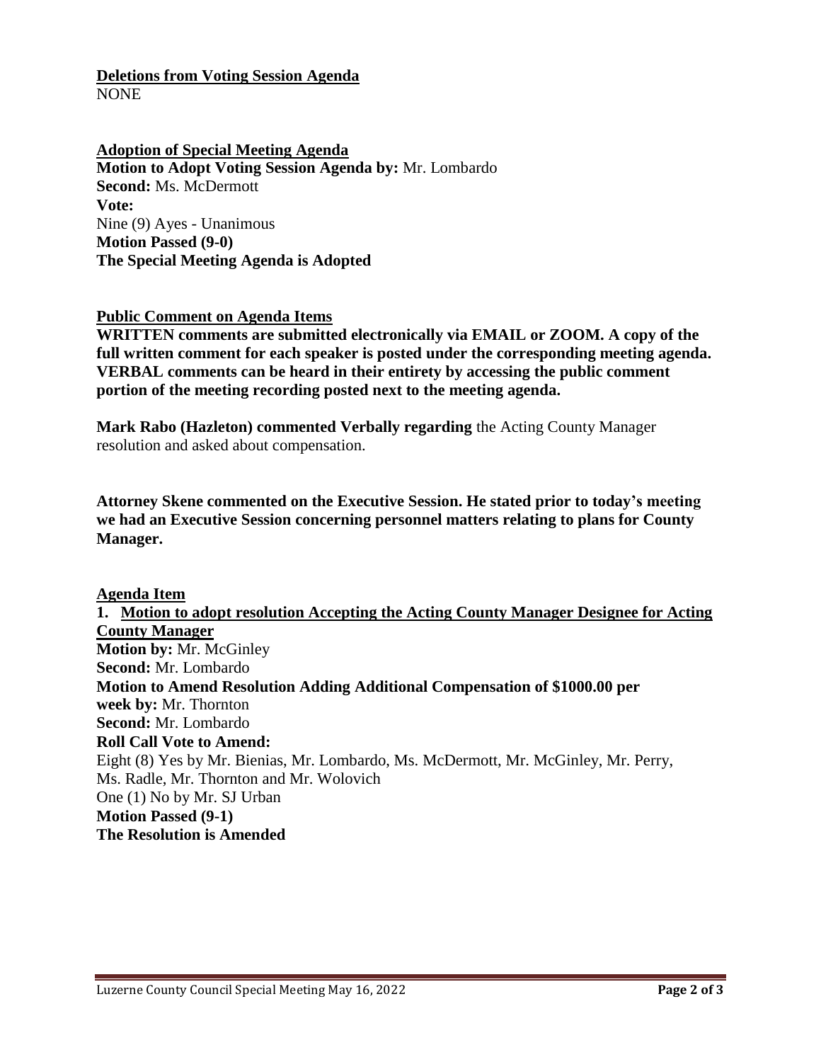**Deletions from Voting Session Agenda**
NONE

**Adoption of Special Meeting Agenda**
**Motion to Adopt Voting Session Agenda by:** Mr. Lombardo
**Second:** Ms. McDermott
**Vote:**
Nine (9) Ayes - Unanimous
**Motion Passed (9-0)**
**The Special Meeting Agenda is Adopted**

**Public Comment on Agenda Items**
**WRITTEN comments are submitted electronically via EMAIL or ZOOM. A copy of the full written comment for each speaker is posted under the corresponding meeting agenda. VERBAL comments can be heard in their entirety by accessing the public comment portion of the meeting recording posted next to the meeting agenda.**

**Mark Rabo (Hazleton) commented Verbally regarding** the Acting County Manager resolution and asked about compensation.

**Attorney Skene commented on the Executive Session. He stated prior to today's meeting we had an Executive Session concerning personnel matters relating to plans for County Manager.**

**Agenda Item**
**1. Motion to adopt resolution Accepting the Acting County Manager Designee for Acting County Manager**
**Motion by:** Mr. McGinley
**Second:** Mr. Lombardo
**Motion to Amend Resolution Adding Additional Compensation of $1000.00 per week by:** Mr. Thornton
**Second:** Mr. Lombardo
**Roll Call Vote to Amend:**
Eight (8) Yes by Mr. Bienias, Mr. Lombardo, Ms. McDermott, Mr. McGinley, Mr. Perry, Ms. Radle, Mr. Thornton and Mr. Wolovich
One (1) No by Mr. SJ Urban
**Motion Passed (9-1)**
**The Resolution is Amended**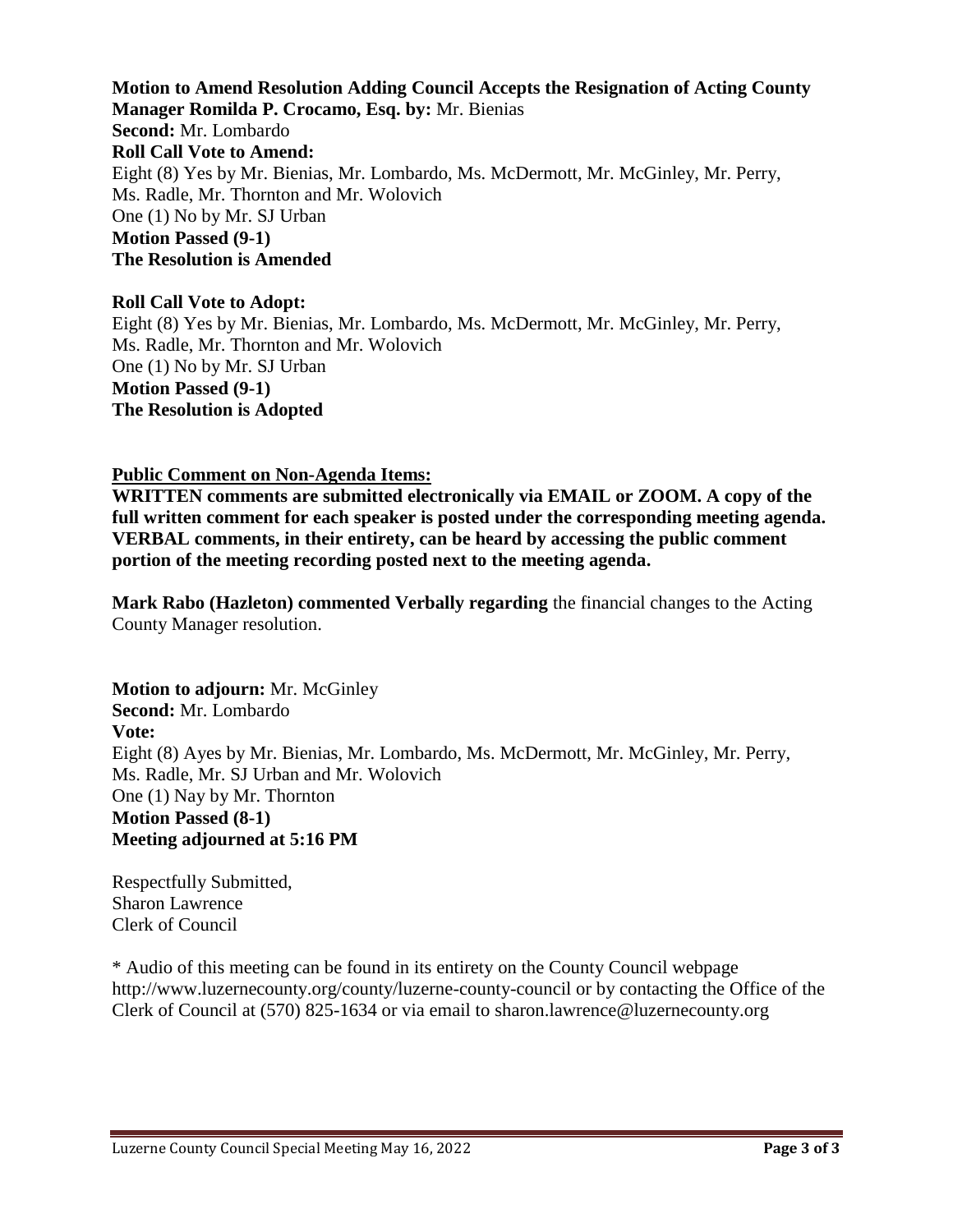**Motion to Amend Resolution Adding Council Accepts the Resignation of Acting County Manager Romilda P. Crocamo, Esq. by:** Mr. Bienias
**Second:** Mr. Lombardo
**Roll Call Vote to Amend:**
Eight (8) Yes by Mr. Bienias, Mr. Lombardo, Ms. McDermott, Mr. McGinley, Mr. Perry, Ms. Radle, Mr. Thornton and Mr. Wolovich
One (1) No by Mr. SJ Urban
**Motion Passed (9-1)**
**The Resolution is Amended**

**Roll Call Vote to Adopt:**
Eight (8) Yes by Mr. Bienias, Mr. Lombardo, Ms. McDermott, Mr. McGinley, Mr. Perry, Ms. Radle, Mr. Thornton and Mr. Wolovich
One (1) No by Mr. SJ Urban
**Motion Passed (9-1)**
**The Resolution is Adopted**

**Public Comment on Non-Agenda Items:**

**WRITTEN comments are submitted electronically via EMAIL or ZOOM. A copy of the full written comment for each speaker is posted under the corresponding meeting agenda. VERBAL comments, in their entirety, can be heard by accessing the public comment portion of the meeting recording posted next to the meeting agenda.**

**Mark Rabo (Hazleton) commented Verbally regarding** the financial changes to the Acting County Manager resolution.

**Motion to adjourn:** Mr. McGinley
**Second:** Mr. Lombardo
**Vote:**
Eight (8) Ayes by Mr. Bienias, Mr. Lombardo, Ms. McDermott, Mr. McGinley, Mr. Perry, Ms. Radle, Mr. SJ Urban and Mr. Wolovich
One (1) Nay by Mr. Thornton
**Motion Passed (8-1)**
**Meeting adjourned at 5:16 PM**

Respectfully Submitted,
Sharon Lawrence
Clerk of Council

* Audio of this meeting can be found in its entirety on the County Council webpage http://www.luzernecounty.org/county/luzerne-county-council or by contacting the Office of the Clerk of Council at (570) 825-1634 or via email to sharon.lawrence@luzernecounty.org